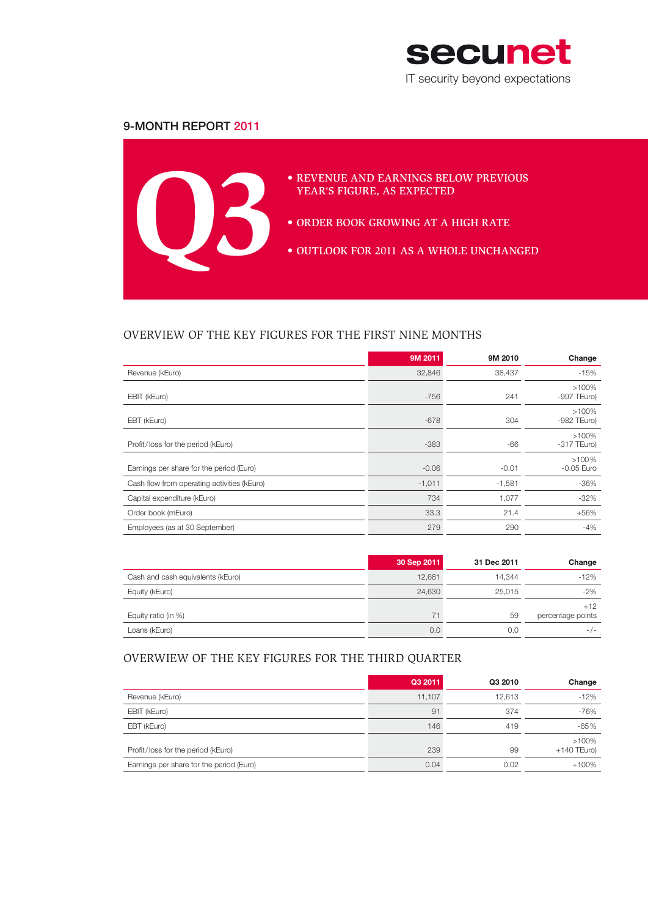secunet

IT security beyond expectations

# 9-MONTH REPORT 2011

# Q3

- REVENUE AND EARNINGS BELOW PREVIOUS YEAR'S FIGURE, AS EXPECTED
- ORDER BOOK GROWING AT A HIGH RATE
- OUTLOOK FOR 2011 AS A WHOLE UNCHANGED

## OVERVIEW OF THE KEY FIGURES FOR THE FIRST NINE MONTHS

| | 9M 2011 | 9M 2010 | Change |
|---|---|---|---|
| Revenue (kEuro) | 32,846 | 38,437 | -15% |
| EBIT (kEuro) | -756 | 241 | >100% -997 TEuro) |
| EBT (kEuro) | -678 | 304 | >100% -982 TEuro) |
| Profit/loss for the period (kEuro) | -383 | -66 | >100% -317 TEuro) |
| Earnings per share for the period (Euro) | -0.06 | -0.01 | >100% -0.05 Euro |
| Cash flow from operating activities (kEuro) | -1,011 | -1,581 | -36% |
| Capital expenditure (kEuro) | 734 | 1,077 | -32% |
| Order book (mEuro) | 33.3 | 21.4 | +56% |
| Employees (as at 30 September) | 279 | 290 | -4% |

| | 30 Sep 2011 | 31 Dec 2011 | Change |
|---|---|---|---|
| Cash and cash equivalents (kEuro) | 12,681 | 14,344 | -12% |
| Equity (kEuro) | 24,630 | 25,015 | -2% |
| Equity ratio (in %) | 71 | 59 | +12 percentage points |
| Loans (kEuro) | 0.0 | 0.0 | -/- |

## OVERWIEW OF THE KEY FIGURES FOR THE THIRD QUARTER

| | Q3 2011 | Q3 2010 | Change |
|---|---|---|---|
| Revenue (kEuro) | 11,107 | 12,613 | -12% |
| EBIT (kEuro) | 91 | 374 | -76% |
| EBT (kEuro) | 146 | 419 | -65% |
| Profit/loss for the period (kEuro) | 239 | 99 | >100% +140 TEuro) |
| Earnings per share for the period (Euro) | 0.04 | 0.02 | +100% |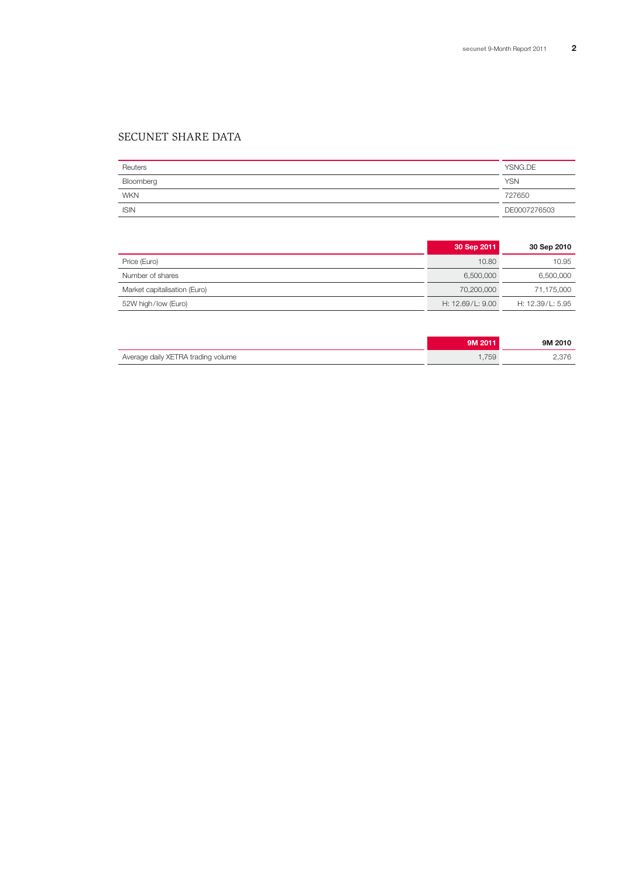## SECUNET SHARE DATA

| | |
|---|---|
| Reuters | YSNG.DE |
| Bloomberg | YSN |
| WKN | 727650 |
| ISIN | DE0007276503 |

| | 30 Sep 2011 | 30 Sep 2010 |
|---|---|---|
| Price (Euro) | 10.80 | 10.95 |
| Number of shares | 6,500,000 | 6,500,000 |
| Market capitalisation (Euro) | 70,200,000 | 71,175,000 |
| 52W high/low (Euro) | H: 12.69/L: 9.00 | H: 12.39/L: 5.95 |

| | 9M 2011 | 9M 2010 |
|---|---|---|
| Average daily XETRA trading volume | 1,759 | 2,376 |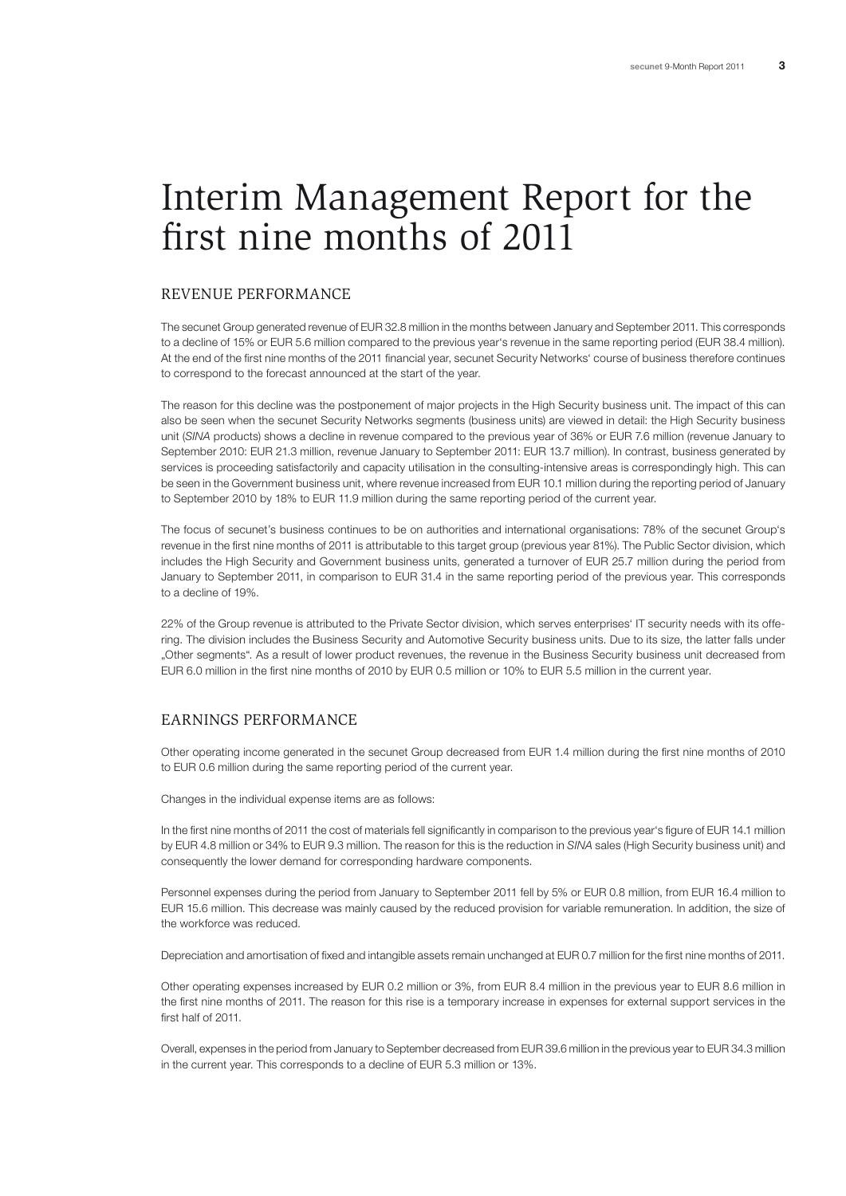# Interim Management Report for the first nine months of 2011

## REVENUE PERFORMANCE

The secunet Group generated revenue of EUR 32.8 million in the months between January and September 2011. This corresponds to a decline of 15% or EUR 5.6 million compared to the previous year's revenue in the same reporting period (EUR 38.4 million). At the end of the first nine months of the 2011 financial year, secunet Security Networks' course of business therefore continues to correspond to the forecast announced at the start of the year.

The reason for this decline was the postponement of major projects in the High Security business unit. The impact of this can also be seen when the secunet Security Networks segments (business units) are viewed in detail: the High Security business unit (*SINA* products) shows a decline in revenue compared to the previous year of 36% or EUR 7.6 million (revenue January to September 2010: EUR 21.3 million, revenue January to September 2011: EUR 13.7 million). In contrast, business generated by services is proceeding satisfactorily and capacity utilisation in the consulting-intensive areas is correspondingly high. This can be seen in the Government business unit, where revenue increased from EUR 10.1 million during the reporting period of January to September 2010 by 18% to EUR 11.9 million during the same reporting period of the current year.

The focus of secunet's business continues to be on authorities and international organisations: 78% of the secunet Group's revenue in the first nine months of 2011 is attributable to this target group (previous year 81%). The Public Sector division, which includes the High Security and Government business units, generated a turnover of EUR 25.7 million during the period from January to September 2011, in comparison to EUR 31.4 in the same reporting period of the previous year. This corresponds to a decline of 19%.

22% of the Group revenue is attributed to the Private Sector division, which serves enterprises' IT security needs with its offering. The division includes the Business Security and Automotive Security business units. Due to its size, the latter falls under „Other segments". As a result of lower product revenues, the revenue in the Business Security business unit decreased from EUR 6.0 million in the first nine months of 2010 by EUR 0.5 million or 10% to EUR 5.5 million in the current year.

## EARNINGS PERFORMANCE

Other operating income generated in the secunet Group decreased from EUR 1.4 million during the first nine months of 2010 to EUR 0.6 million during the same reporting period of the current year.

Changes in the individual expense items are as follows:

In the first nine months of 2011 the cost of materials fell significantly in comparison to the previous year's figure of EUR 14.1 million by EUR 4.8 million or 34% to EUR 9.3 million. The reason for this is the reduction in *SINA* sales (High Security business unit) and consequently the lower demand for corresponding hardware components.

Personnel expenses during the period from January to September 2011 fell by 5% or EUR 0.8 million, from EUR 16.4 million to EUR 15.6 million. This decrease was mainly caused by the reduced provision for variable remuneration. In addition, the size of the workforce was reduced.

Depreciation and amortisation of fixed and intangible assets remain unchanged at EUR 0.7 million for the first nine months of 2011.

Other operating expenses increased by EUR 0.2 million or 3%, from EUR 8.4 million in the previous year to EUR 8.6 million in the first nine months of 2011. The reason for this rise is a temporary increase in expenses for external support services in the first half of 2011.

Overall, expenses in the period from January to September decreased from EUR 39.6 million in the previous year to EUR 34.3 million in the current year. This corresponds to a decline of EUR 5.3 million or 13%.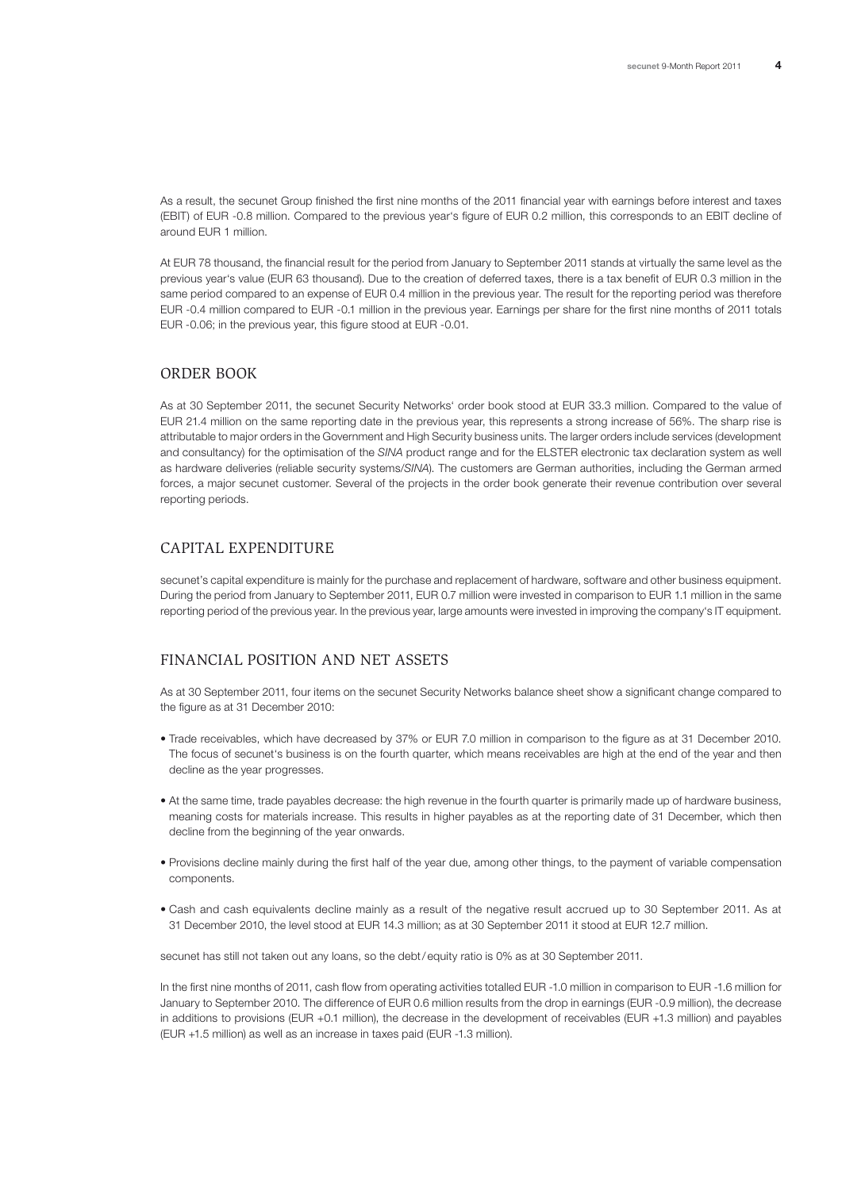As a result, the secunet Group finished the first nine months of the 2011 financial year with earnings before interest and taxes (EBIT) of EUR -0.8 million. Compared to the previous year's figure of EUR 0.2 million, this corresponds to an EBIT decline of around EUR 1 million.

At EUR 78 thousand, the financial result for the period from January to September 2011 stands at virtually the same level as the previous year's value (EUR 63 thousand). Due to the creation of deferred taxes, there is a tax benefit of EUR 0.3 million in the same period compared to an expense of EUR 0.4 million in the previous year. The result for the reporting period was therefore EUR -0.4 million compared to EUR -0.1 million in the previous year. Earnings per share for the first nine months of 2011 totals EUR -0.06; in the previous year, this figure stood at EUR -0.01.

## ORDER BOOK

As at 30 September 2011, the secunet Security Networks' order book stood at EUR 33.3 million. Compared to the value of EUR 21.4 million on the same reporting date in the previous year, this represents a strong increase of 56%. The sharp rise is attributable to major orders in the Government and High Security business units. The larger orders include services (development and consultancy) for the optimisation of the *SINA* product range and for the ELSTER electronic tax declaration system as well as hardware deliveries (reliable security systems/*SINA*). The customers are German authorities, including the German armed forces, a major secunet customer. Several of the projects in the order book generate their revenue contribution over several reporting periods.

## CAPITAL EXPENDITURE

secunet's capital expenditure is mainly for the purchase and replacement of hardware, software and other business equipment. During the period from January to September 2011, EUR 0.7 million were invested in comparison to EUR 1.1 million in the same reporting period of the previous year. In the previous year, large amounts were invested in improving the company's IT equipment.

## FINANCIAL POSITION AND NET ASSETS

As at 30 September 2011, four items on the secunet Security Networks balance sheet show a significant change compared to the figure as at 31 December 2010:

- Trade receivables, which have decreased by 37% or EUR 7.0 million in comparison to the figure as at 31 December 2010. The focus of secunet's business is on the fourth quarter, which means receivables are high at the end of the year and then decline as the year progresses.
- At the same time, trade payables decrease: the high revenue in the fourth quarter is primarily made up of hardware business, meaning costs for materials increase. This results in higher payables as at the reporting date of 31 December, which then decline from the beginning of the year onwards.
- Provisions decline mainly during the first half of the year due, among other things, to the payment of variable compensation components.
- Cash and cash equivalents decline mainly as a result of the negative result accrued up to 30 September 2011. As at 31 December 2010, the level stood at EUR 14.3 million; as at 30 September 2011 it stood at EUR 12.7 million.

secunet has still not taken out any loans, so the debt/equity ratio is 0% as at 30 September 2011.

In the first nine months of 2011, cash flow from operating activities totalled EUR -1.0 million in comparison to EUR -1.6 million for January to September 2010. The difference of EUR 0.6 million results from the drop in earnings (EUR -0.9 million), the decrease in additions to provisions (EUR +0.1 million), the decrease in the development of receivables (EUR +1.3 million) and payables (EUR +1.5 million) as well as an increase in taxes paid (EUR -1.3 million).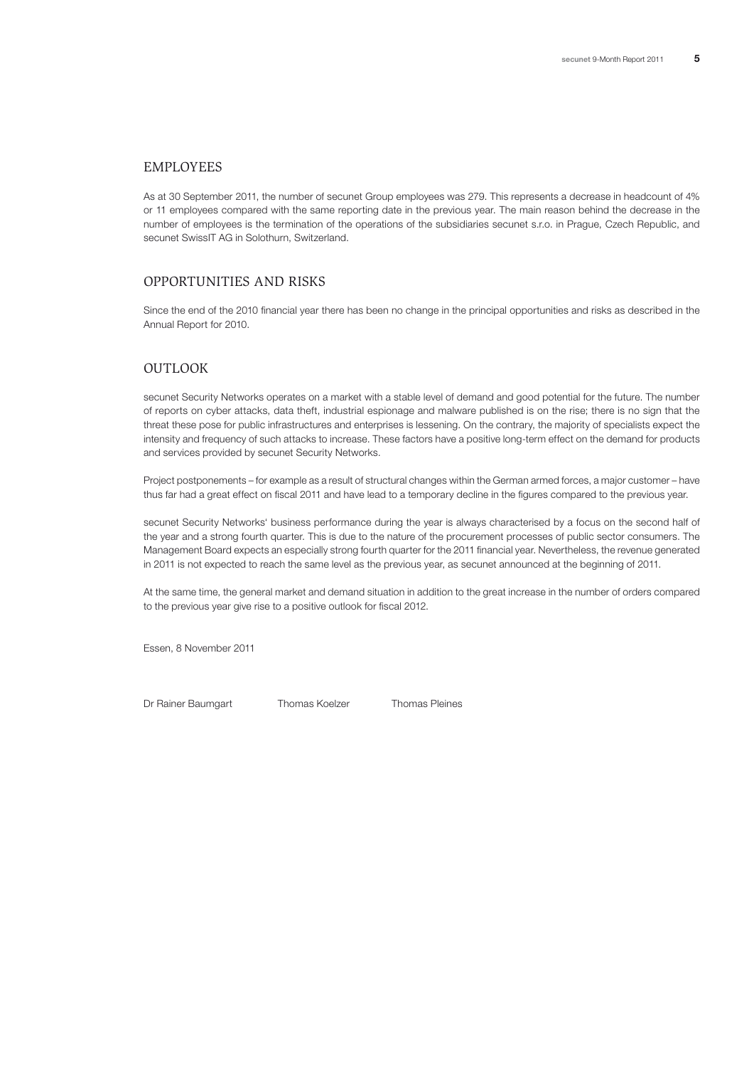## EMPLOYEES

As at 30 September 2011, the number of secunet Group employees was 279. This represents a decrease in headcount of 4% or 11 employees compared with the same reporting date in the previous year. The main reason behind the decrease in the number of employees is the termination of the operations of the subsidiaries secunet s.r.o. in Prague, Czech Republic, and secunet SwissIT AG in Solothurn, Switzerland.

## OPPORTUNITIES AND RISKS

Since the end of the 2010 financial year there has been no change in the principal opportunities and risks as described in the Annual Report for 2010.

## OUTLOOK

secunet Security Networks operates on a market with a stable level of demand and good potential for the future. The number of reports on cyber attacks, data theft, industrial espionage and malware published is on the rise; there is no sign that the threat these pose for public infrastructures and enterprises is lessening. On the contrary, the majority of specialists expect the intensity and frequency of such attacks to increase. These factors have a positive long-term effect on the demand for products and services provided by secunet Security Networks.

Project postponements – for example as a result of structural changes within the German armed forces, a major customer – have thus far had a great effect on fiscal 2011 and have lead to a temporary decline in the figures compared to the previous year.

secunet Security Networks' business performance during the year is always characterised by a focus on the second half of the year and a strong fourth quarter. This is due to the nature of the procurement processes of public sector consumers. The Management Board expects an especially strong fourth quarter for the 2011 financial year. Nevertheless, the revenue generated in 2011 is not expected to reach the same level as the previous year, as secunet announced at the beginning of 2011.

At the same time, the general market and demand situation in addition to the great increase in the number of orders compared to the previous year give rise to a positive outlook for fiscal 2012.

Essen, 8 November 2011

Dr Rainer Baumgart Thomas Koelzer Thomas Pleines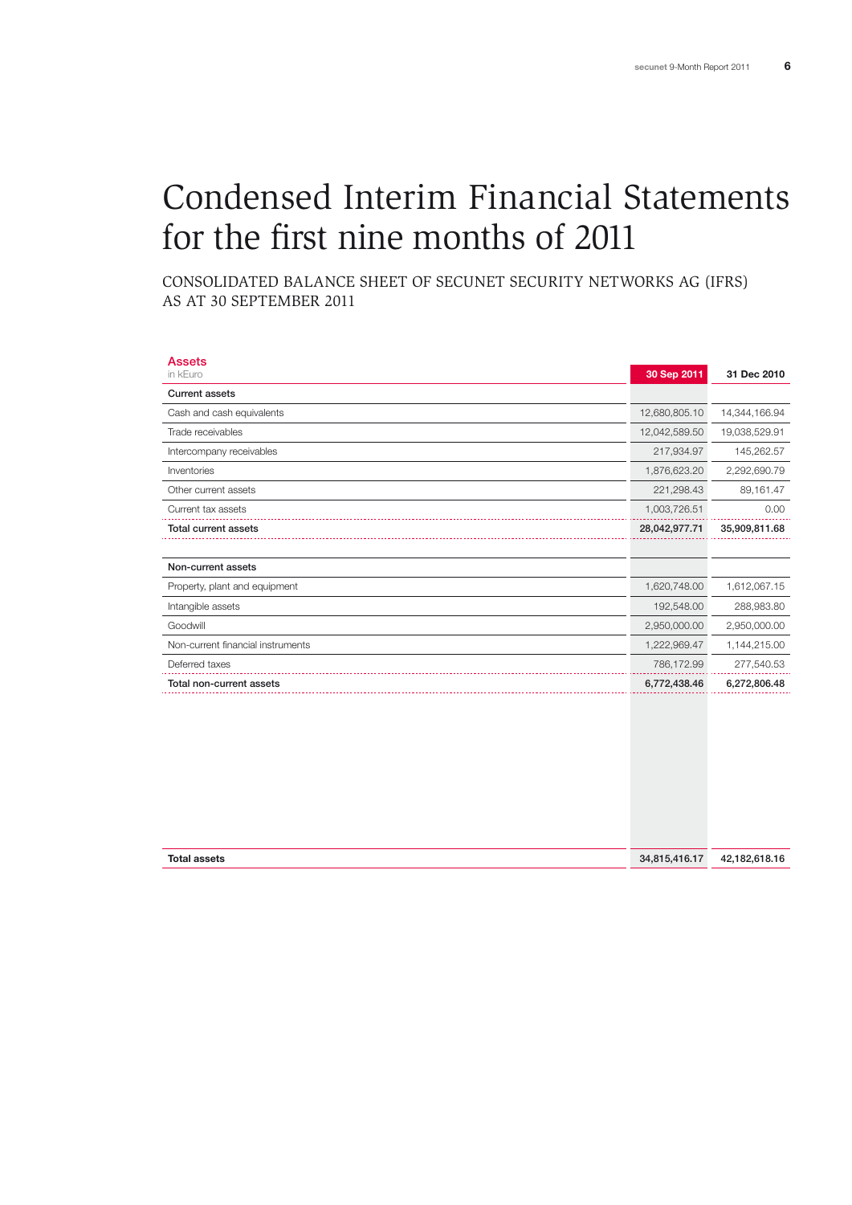# Condensed Interim Financial Statements for the first nine months of 2011

## CONSOLIDATED BALANCE SHEET OF SECUNET SECURITY NETWORKS AG (IFRS) AS AT 30 SEPTEMBER 2011

| **Assets**<br>in kEuro | **30 Sep 2011** | **31 Dec 2010** |
|---|---|---|
| **Current assets** | | |
| Cash and cash equivalents | 12,680,805.10 | 14,344,166.94 |
| Trade receivables | 12,042,589.50 | 19,038,529.91 |
| Intercompany receivables | 217,934.97 | 145,262.57 |
| Inventories | 1,876,623.20 | 2,292,690.79 |
| Other current assets | 221,298.43 | 89,161.47 |
| Current tax assets | 1,003,726.51 | 0.00 |
| **Total current assets** | **28,042,977.71** | **35,909,811.68** |
| | | |
| **Non-current assets** | | |
| Property, plant and equipment | 1,620,748.00 | 1,612,067.15 |
| Intangible assets | 192,548.00 | 288,983.80 |
| Goodwill | 2,950,000.00 | 2,950,000.00 |
| Non-current financial instruments | 1,222,969.47 | 1,144,215.00 |
| Deferred taxes | 786,172.99 | 277,540.53 |
| **Total non-current assets** | **6,772,438.46** | **6,272,806.48** |
| | | |
| **Total assets** | **34,815,416.17** | **42,182,618.16** |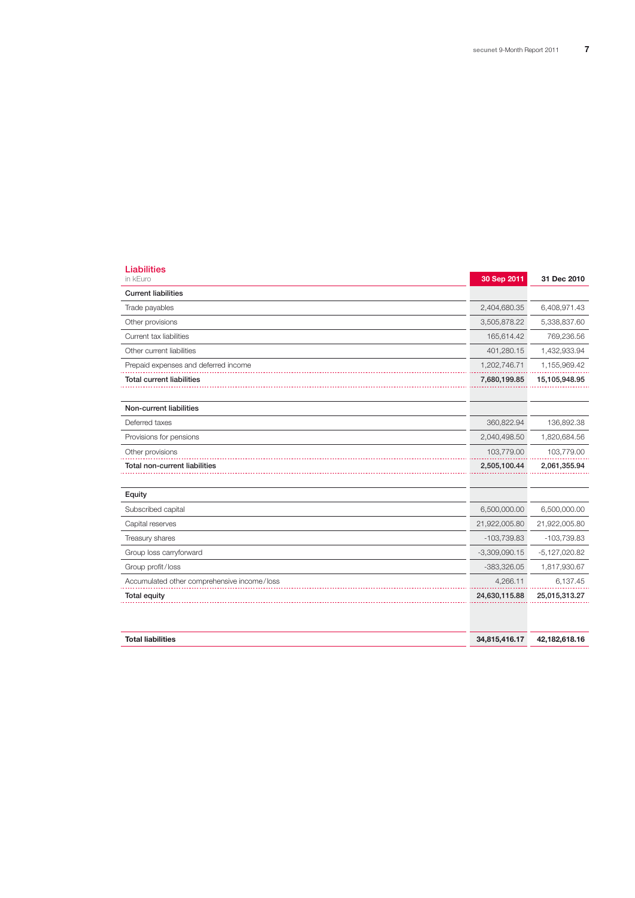## Liabilities

| in kEuro | 30 Sep 2011 | 31 Dec 2010 |
|---|---|---|
| **Current liabilities** | | |
| Trade payables | 2,404,680.35 | 6,408,971.43 |
| Other provisions | 3,505,878.22 | 5,338,837.60 |
| Current tax liabilities | 165,614.42 | 769,236.56 |
| Other current liabilities | 401,280.15 | 1,432,933.94 |
| Prepaid expenses and deferred income | 1,202,746.71 | 1,155,969.42 |
| **Total current liabilities** | **7,680,199.85** | **15,105,948.95** |
| | | |
| **Non-current liabilities** | | |
| Deferred taxes | 360,822.94 | 136,892.38 |
| Provisions for pensions | 2,040,498.50 | 1,820,684.56 |
| Other provisions | 103,779.00 | 103,779.00 |
| **Total non-current liabilities** | **2,505,100.44** | **2,061,355.94** |
| | | |
| **Equity** | | |
| Subscribed capital | 6,500,000.00 | 6,500,000.00 |
| Capital reserves | 21,922,005.80 | 21,922,005.80 |
| Treasury shares | -103,739.83 | -103,739.83 |
| Group loss carryforward | -3,309,090.15 | -5,127,020.82 |
| Group profit/loss | -383,326.05 | 1,817,930.67 |
| Accumulated other comprehensive income/loss | 4,266.11 | 6,137.45 |
| **Total equity** | **24,630,115.88** | **25,015,313.27** |
| | | |
| **Total liabilities** | **34,815,416.17** | **42,182,618.16** |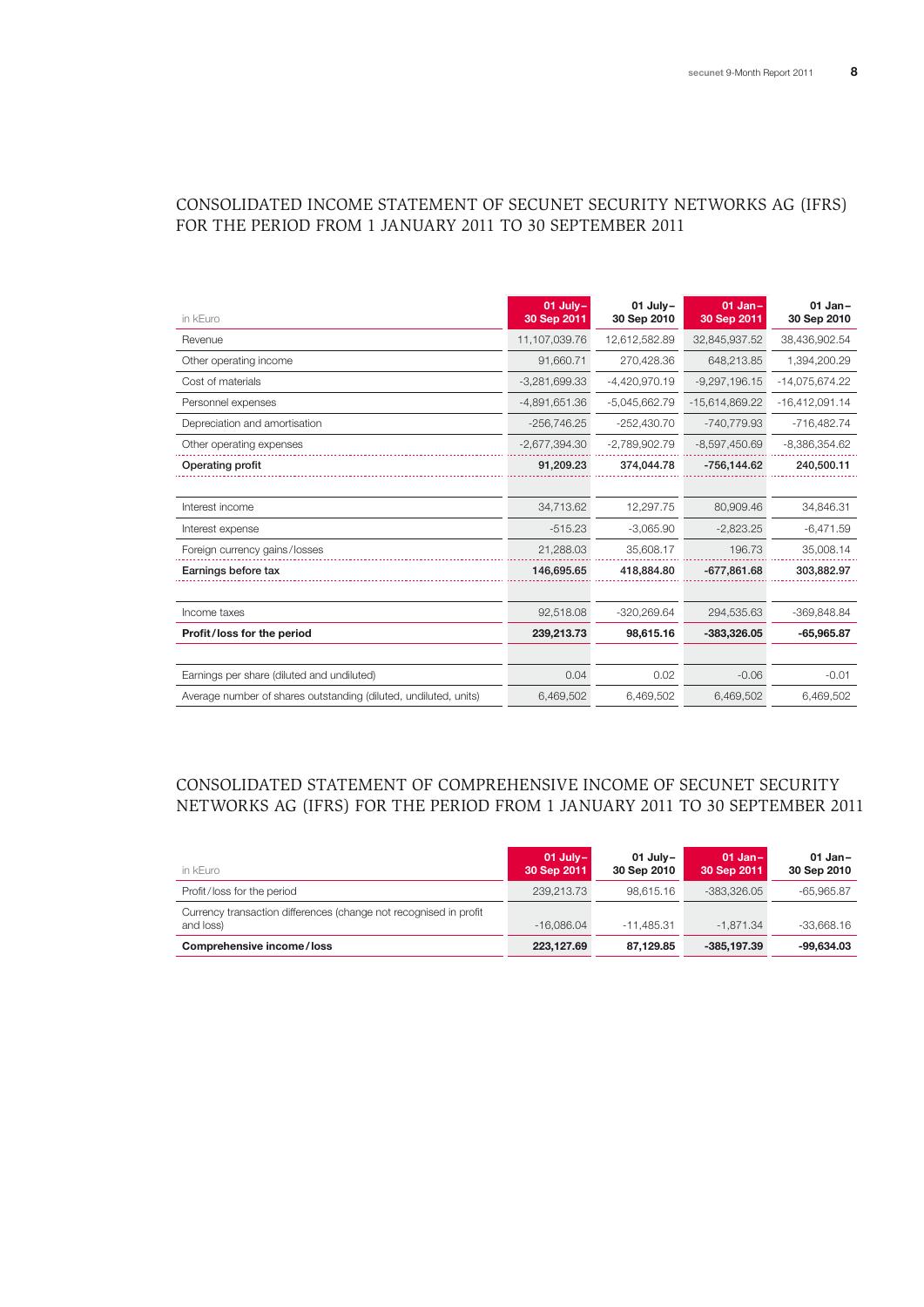## CONSOLIDATED INCOME STATEMENT OF SECUNET SECURITY NETWORKS AG (IFRS) FOR THE PERIOD FROM 1 JANUARY 2011 TO 30 SEPTEMBER 2011

| in kEuro | 01 July–30 Sep 2011 | 01 July–30 Sep 2010 | 01 Jan–30 Sep 2011 | 01 Jan–30 Sep 2010 |
|---|---|---|---|---|
| Revenue | 11,107,039.76 | 12,612,582.89 | 32,845,937.52 | 38,436,902.54 |
| Other operating income | 91,660.71 | 270,428.36 | 648,213.85 | 1,394,200.29 |
| Cost of materials | -3,281,699.33 | -4,420,970.19 | -9,297,196.15 | -14,075,674.22 |
| Personnel expenses | -4,891,651.36 | -5,045,662.79 | -15,614,869.22 | -16,412,091.14 |
| Depreciation and amortisation | -256,746.25 | -252,430.70 | -740,779.93 | -716,482.74 |
| Other operating expenses | -2,677,394.30 | -2,789,902.79 | -8,597,450.69 | -8,386,354.62 |
| **Operating profit** | **91,209.23** | **374,044.78** | **-756,144.62** | **240,500.11** |
| | | | | |
| Interest income | 34,713.62 | 12,297.75 | 80,909.46 | 34,846.31 |
| Interest expense | -515.23 | -3,065.90 | -2,823.25 | -6,471.59 |
| Foreign currency gains/losses | 21,288.03 | 35,608.17 | 196.73 | 35,008.14 |
| **Earnings before tax** | **146,695.65** | **418,884.80** | **-677,861.68** | **303,882.97** |
| | | | | |
| Income taxes | 92,518.08 | -320,269.64 | 294,535.63 | -369,848.84 |
| **Profit/loss for the period** | **239,213.73** | **98,615.16** | **-383,326.05** | **-65,965.87** |
| | | | | |
| Earnings per share (diluted and undiluted) | 0.04 | 0.02 | -0.06 | -0.01 |
| Average number of shares outstanding (diluted, undiluted, units) | 6,469,502 | 6,469,502 | 6,469,502 | 6,469,502 |

## CONSOLIDATED STATEMENT OF COMPREHENSIVE INCOME OF SECUNET SECURITY NETWORKS AG (IFRS) FOR THE PERIOD FROM 1 JANUARY 2011 TO 30 SEPTEMBER 2011

| in kEuro | 01 July–30 Sep 2011 | 01 July–30 Sep 2010 | 01 Jan–30 Sep 2011 | 01 Jan–30 Sep 2010 |
|---|---|---|---|---|
| Profit/loss for the period | 239,213.73 | 98,615.16 | -383,326.05 | -65,965.87 |
| Currency transaction differences (change not recognised in profit and loss) | -16,086.04 | -11,485.31 | -1,871.34 | -33,668.16 |
| **Comprehensive income/loss** | **223,127.69** | **87,129.85** | **-385,197.39** | **-99,634.03** |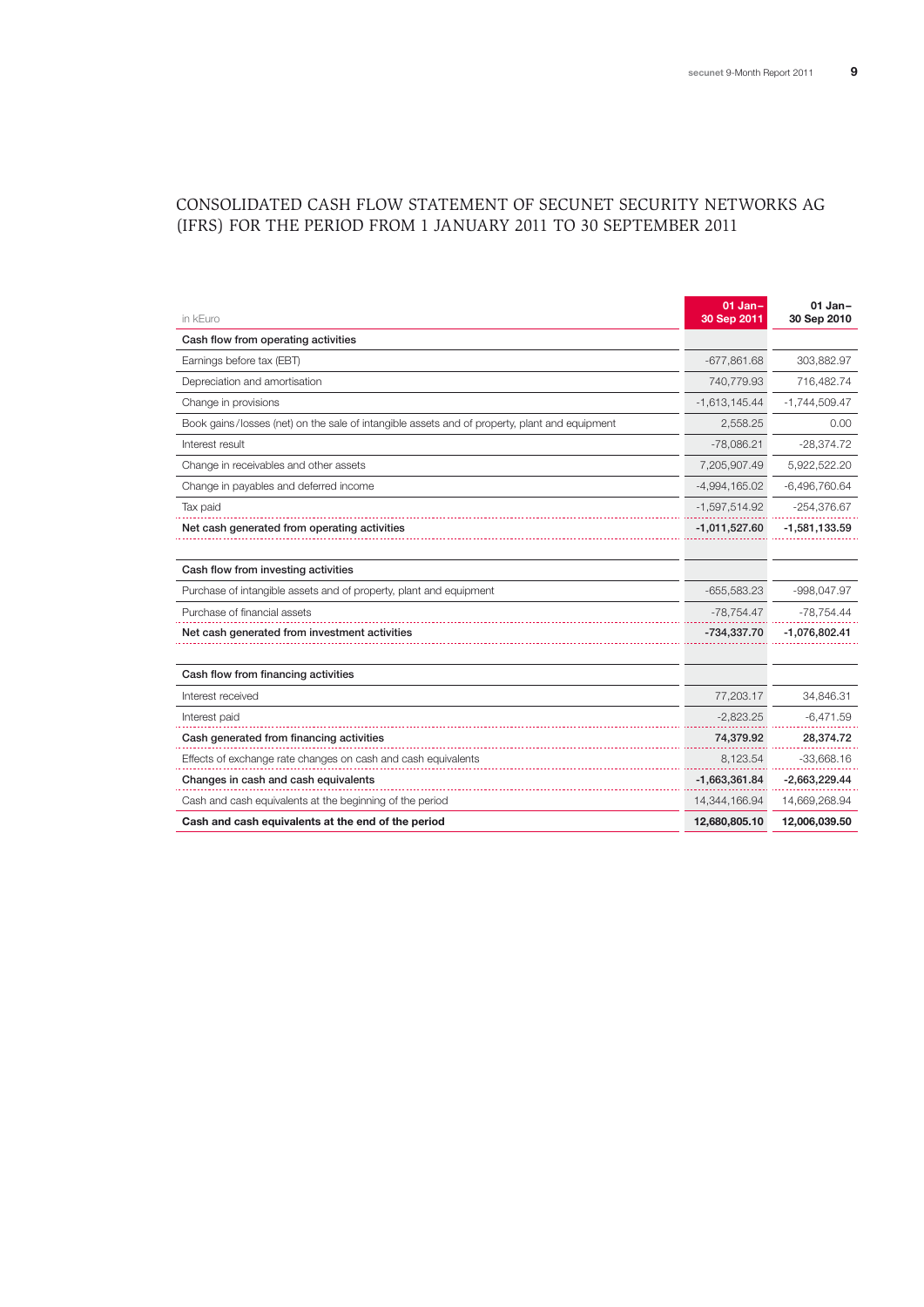# CONSOLIDATED CASH FLOW STATEMENT OF SECUNET SECURITY NETWORKS AG (IFRS) FOR THE PERIOD FROM 1 JANUARY 2011 TO 30 SEPTEMBER 2011

| in kEuro | 01 Jan–30 Sep 2011 | 01 Jan–30 Sep 2010 |
|---|---|---|
| **Cash flow from operating activities** | | |
| Earnings before tax (EBT) | -677,861.68 | 303,882.97 |
| Depreciation and amortisation | 740,779.93 | 716,482.74 |
| Change in provisions | -1,613,145.44 | -1,744,509.47 |
| Book gains/losses (net) on the sale of intangible assets and of property, plant and equipment | 2,558.25 | 0.00 |
| Interest result | -78,086.21 | -28,374.72 |
| Change in receivables and other assets | 7,205,907.49 | 5,922,522.20 |
| Change in payables and deferred income | -4,994,165.02 | -6,496,760.64 |
| Tax paid | -1,597,514.92 | -254,376.67 |
| **Net cash generated from operating activities** | **-1,011,527.60** | **-1,581,133.59** |
| | | |
| **Cash flow from investing activities** | | |
| Purchase of intangible assets and of property, plant and equipment | -655,583.23 | -998,047.97 |
| Purchase of financial assets | -78,754.47 | -78,754.44 |
| **Net cash generated from investment activities** | **-734,337.70** | **-1,076,802.41** |
| | | |
| **Cash flow from financing activities** | | |
| Interest received | 77,203.17 | 34,846.31 |
| Interest paid | -2,823.25 | -6,471.59 |
| **Cash generated from financing activities** | **74,379.92** | **28,374.72** |
| Effects of exchange rate changes on cash and cash equivalents | 8,123.54 | -33,668.16 |
| **Changes in cash and cash equivalents** | **-1,663,361.84** | **-2,663,229.44** |
| Cash and cash equivalents at the beginning of the period | 14,344,166.94 | 14,669,268.94 |
| **Cash and cash equivalents at the end of the period** | **12,680,805.10** | **12,006,039.50** |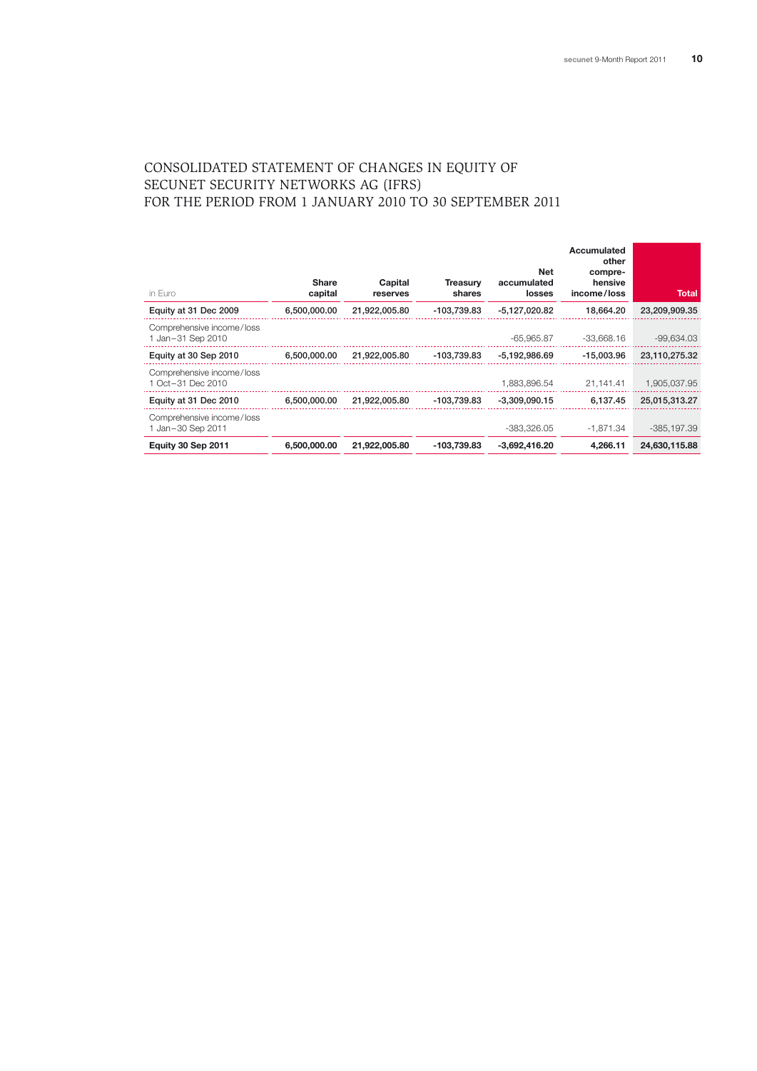# CONSOLIDATED STATEMENT OF CHANGES IN EQUITY OF SECUNET SECURITY NETWORKS AG (IFRS) FOR THE PERIOD FROM 1 JANUARY 2010 TO 30 SEPTEMBER 2011

| in Euro | Share capital | Capital reserves | Treasury shares | Net accumulated losses | Accumulated other comprehensive income/loss | Total |
|---|---|---|---|---|---|---|
| **Equity at 31 Dec 2009** | **6,500,000.00** | **21,922,005.80** | **-103,739.83** | **-5,127,020.82** | **18,664.20** | **23,209,909.35** |
| Comprehensive income/loss 1 Jan–31 Sep 2010 | | | | -65,965.87 | -33,668.16 | -99,634.03 |
| **Equity at 30 Sep 2010** | **6,500,000.00** | **21,922,005.80** | **-103,739.83** | **-5,192,986.69** | **-15,003.96** | **23,110,275.32** |
| Comprehensive income/loss 1 Oct–31 Dec 2010 | | | | 1,883,896.54 | 21,141.41 | 1,905,037.95 |
| **Equity at 31 Dec 2010** | **6,500,000.00** | **21,922,005.80** | **-103,739.83** | **-3,309,090.15** | **6,137.45** | **25,015,313.27** |
| Comprehensive income/loss 1 Jan–30 Sep 2011 | | | | -383,326.05 | -1,871.34 | -385,197.39 |
| **Equity 30 Sep 2011** | **6,500,000.00** | **21,922,005.80** | **-103,739.83** | **-3,692,416.20** | **4,266.11** | **24,630,115.88** |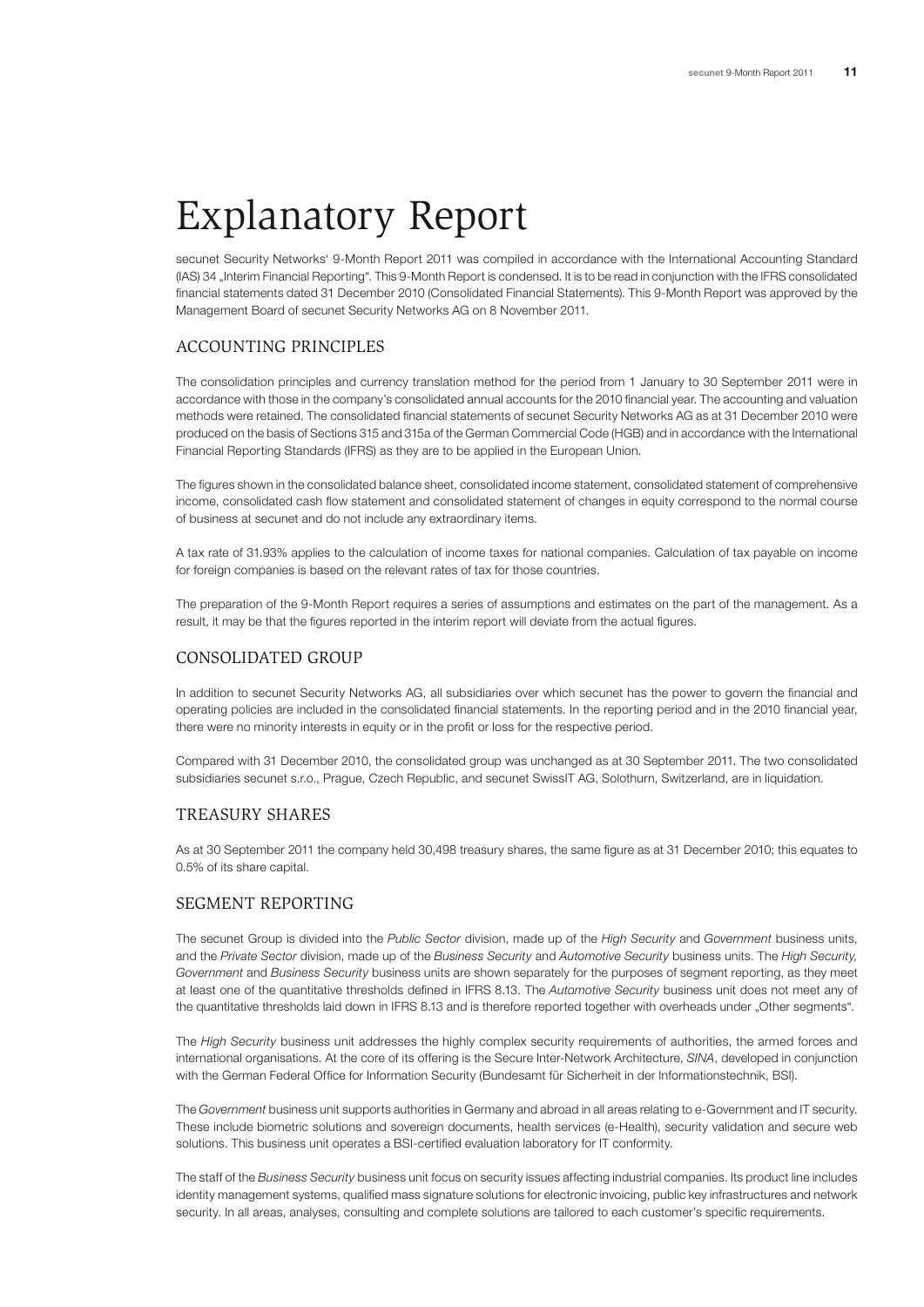# Explanatory Report

secunet Security Networks' 9-Month Report 2011 was compiled in accordance with the International Accounting Standard (IAS) 34 „Interim Financial Reporting". This 9-Month Report is condensed. It is to be read in conjunction with the IFRS consolidated financial statements dated 31 December 2010 (Consolidated Financial Statements). This 9-Month Report was approved by the Management Board of secunet Security Networks AG on 8 November 2011.

## ACCOUNTING PRINCIPLES

The consolidation principles and currency translation method for the period from 1 January to 30 September 2011 were in accordance with those in the company's consolidated annual accounts for the 2010 financial year. The accounting and valuation methods were retained. The consolidated financial statements of secunet Security Networks AG as at 31 December 2010 were produced on the basis of Sections 315 and 315a of the German Commercial Code (HGB) and in accordance with the International Financial Reporting Standards (IFRS) as they are to be applied in the European Union.

The figures shown in the consolidated balance sheet, consolidated income statement, consolidated statement of comprehensive income, consolidated cash flow statement and consolidated statement of changes in equity correspond to the normal course of business at secunet and do not include any extraordinary items.

A tax rate of 31.93% applies to the calculation of income taxes for national companies. Calculation of tax payable on income for foreign companies is based on the relevant rates of tax for those countries.

The preparation of the 9-Month Report requires a series of assumptions and estimates on the part of the management. As a result, it may be that the figures reported in the interim report will deviate from the actual figures.

## CONSOLIDATED GROUP

In addition to secunet Security Networks AG, all subsidiaries over which secunet has the power to govern the financial and operating policies are included in the consolidated financial statements. In the reporting period and in the 2010 financial year, there were no minority interests in equity or in the profit or loss for the respective period.

Compared with 31 December 2010, the consolidated group was unchanged as at 30 September 2011. The two consolidated subsidiaries secunet s.r.o., Prague, Czech Republic, and secunet SwissIT AG, Solothurn, Switzerland, are in liquidation.

## TREASURY SHARES

As at 30 September 2011 the company held 30,498 treasury shares, the same figure as at 31 December 2010; this equates to 0.5% of its share capital.

## SEGMENT REPORTING

The secunet Group is divided into the *Public Sector* division, made up of the *High Security* and *Government* business units, and the *Private Sector* division, made up of the *Business Security* and *Automotive Security* business units. The *High Security, Government* and *Business Security* business units are shown separately for the purposes of segment reporting, as they meet at least one of the quantitative thresholds defined in IFRS 8.13. The *Automotive Security* business unit does not meet any of the quantitative thresholds laid down in IFRS 8.13 and is therefore reported together with overheads under „Other segments".

The *High Security* business unit addresses the highly complex security requirements of authorities, the armed forces and international organisations. At the core of its offering is the Secure Inter-Network Architecture, *SINA*, developed in conjunction with the German Federal Office for Information Security (Bundesamt für Sicherheit in der Informationstechnik, BSI).

The *Government* business unit supports authorities in Germany and abroad in all areas relating to e-Government and IT security. These include biometric solutions and sovereign documents, health services (e-Health), security validation and secure web solutions. This business unit operates a BSI-certified evaluation laboratory for IT conformity.

The staff of the *Business Security* business unit focus on security issues affecting industrial companies. Its product line includes identity management systems, qualified mass signature solutions for electronic invoicing, public key infrastructures and network security. In all areas, analyses, consulting and complete solutions are tailored to each customer's specific requirements.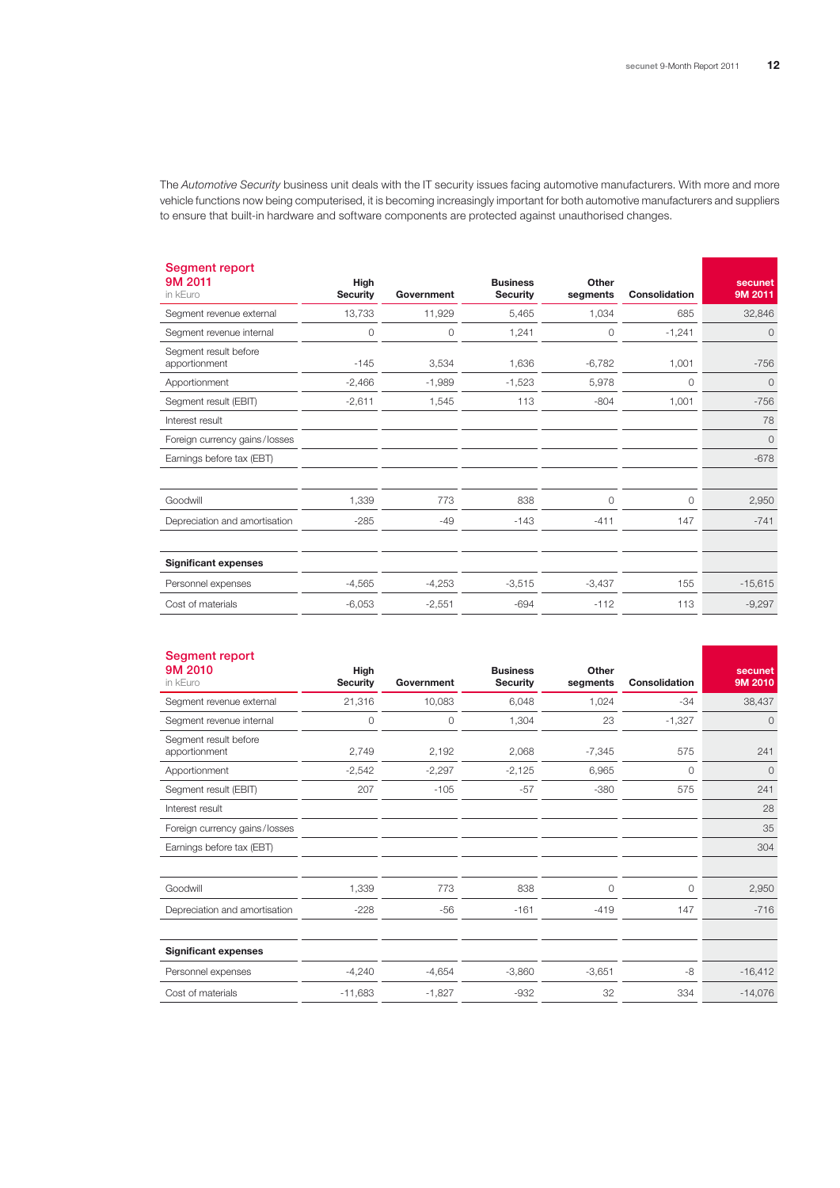The *Automotive Security* business unit deals with the IT security issues facing automotive manufacturers. With more and more vehicle functions now being computerised, it is becoming increasingly important for both automotive manufacturers and suppliers to ensure that built-in hardware and software components are protected against unauthorised changes.

| **Segment report 9M 2011** in kEuro | High Security | Government | Business Security | Other segments | Consolidation | secunet 9M 2011 |
|---|---|---|---|---|---|---|
| Segment revenue external | 13,733 | 11,929 | 5,465 | 1,034 | 685 | 32,846 |
| Segment revenue internal | 0 | 0 | 1,241 | 0 | -1,241 | 0 |
| Segment result before apportionment | -145 | 3,534 | 1,636 | -6,782 | 1,001 | -756 |
| Apportionment | -2,466 | -1,989 | -1,523 | 5,978 | 0 | 0 |
| Segment result (EBIT) | -2,611 | 1,545 | 113 | -804 | 1,001 | -756 |
| Interest result | | | | | | 78 |
| Foreign currency gains/losses | | | | | | 0 |
| Earnings before tax (EBT) | | | | | | -678 |
| | | | | | | |
| Goodwill | 1,339 | 773 | 838 | 0 | 0 | 2,950 |
| Depreciation and amortisation | -285 | -49 | -143 | -411 | 147 | -741 |
| | | | | | | |
| **Significant expenses** | | | | | | |
| Personnel expenses | -4,565 | -4,253 | -3,515 | -3,437 | 155 | -15,615 |
| Cost of materials | -6,053 | -2,551 | -694 | -112 | 113 | -9,297 |

| **Segment report 9M 2010** in kEuro | High Security | Government | Business Security | Other segments | Consolidation | secunet 9M 2010 |
|---|---|---|---|---|---|---|
| Segment revenue external | 21,316 | 10,083 | 6,048 | 1,024 | -34 | 38,437 |
| Segment revenue internal | 0 | 0 | 1,304 | 23 | -1,327 | 0 |
| Segment result before apportionment | 2,749 | 2,192 | 2,068 | -7,345 | 575 | 241 |
| Apportionment | -2,542 | -2,297 | -2,125 | 6,965 | 0 | 0 |
| Segment result (EBIT) | 207 | -105 | -57 | -380 | 575 | 241 |
| Interest result | | | | | | 28 |
| Foreign currency gains/losses | | | | | | 35 |
| Earnings before tax (EBT) | | | | | | 304 |
| | | | | | | |
| Goodwill | 1,339 | 773 | 838 | 0 | 0 | 2,950 |
| Depreciation and amortisation | -228 | -56 | -161 | -419 | 147 | -716 |
| | | | | | | |
| **Significant expenses** | | | | | | |
| Personnel expenses | -4,240 | -4,654 | -3,860 | -3,651 | -8 | -16,412 |
| Cost of materials | -11,683 | -1,827 | -932 | 32 | 334 | -14,076 |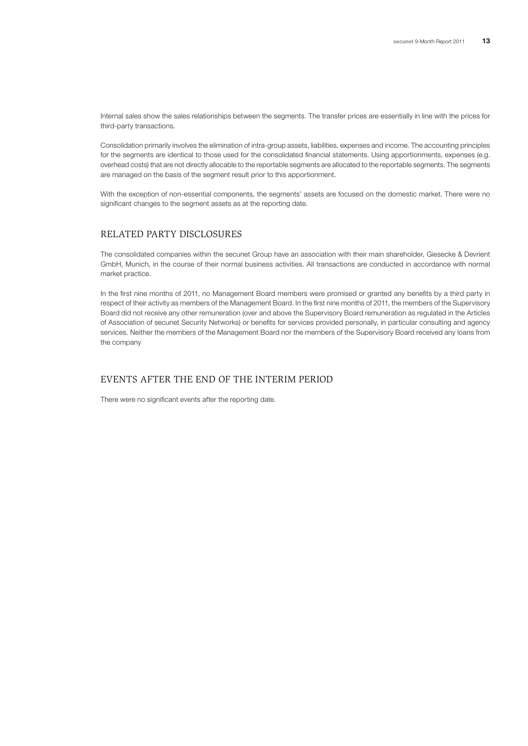Internal sales show the sales relationships between the segments. The transfer prices are essentially in line with the prices for third-party transactions.

Consolidation primarily involves the elimination of intra-group assets, liabilities, expenses and income. The accounting principles for the segments are identical to those used for the consolidated financial statements. Using apportionments, expenses (e.g. overhead costs) that are not directly allocable to the reportable segments are allocated to the reportable segments. The segments are managed on the basis of the segment result prior to this apportionment.

With the exception of non-essential components, the segments' assets are focused on the domestic market. There were no significant changes to the segment assets as at the reporting date.

## RELATED PARTY DISCLOSURES

The consolidated companies within the secunet Group have an association with their main shareholder, Giesecke & Devrient GmbH, Munich, in the course of their normal business activities. All transactions are conducted in accordance with normal market practice.

In the first nine months of 2011, no Management Board members were promised or granted any benefits by a third party in respect of their activity as members of the Management Board. In the first nine months of 2011, the members of the Supervisory Board did not receive any other remuneration (over and above the Supervisory Board remuneration as regulated in the Articles of Association of secunet Security Networks) or benefits for services provided personally, in particular consulting and agency services. Neither the members of the Management Board nor the members of the Supervisory Board received any loans from the company

## EVENTS AFTER THE END OF THE INTERIM PERIOD

There were no significant events after the reporting date.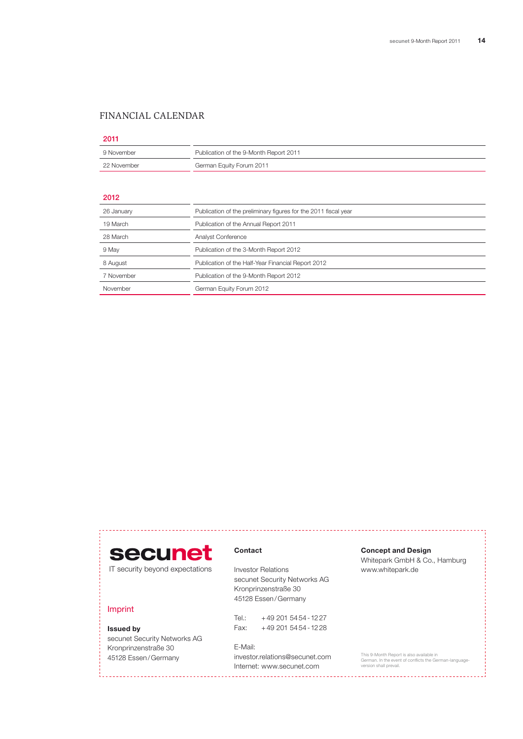# FINANCIAL CALENDAR

## 2011

| | |
|---|---|
| 9 November | Publication of the 9-Month Report 2011 |
| 22 November | German Equity Forum 2011 |

## 2012

| | |
|---|---|
| 26 January | Publication of the preliminary figures for the 2011 fiscal year |
| 19 March | Publication of the Annual Report 2011 |
| 28 March | Analyst Conference |
| 9 May | Publication of the 3-Month Report 2012 |
| 8 August | Publication of the Half-Year Financial Report 2012 |
| 7 November | Publication of the 9-Month Report 2012 |
| November | German Equity Forum 2012 |

secunet

IT security beyond expectations

## Imprint

**Issued by**
secunet Security Networks AG
Kronprinzenstraße 30
45128 Essen / Germany

**Contact**

Investor Relations
secunet Security Networks AG
Kronprinzenstraße 30
45128 Essen / Germany

Tel.: +49 201 5454-1227
Fax: +49 201 5454-1228

E-Mail:
investor.relations@secunet.com
Internet: www.secunet.com

**Concept and Design**
Whitepark GmbH & Co., Hamburg
www.whitepark.de

This 9-Month Report is also available in German. In the event of conflicts the German-language-version shall prevail.